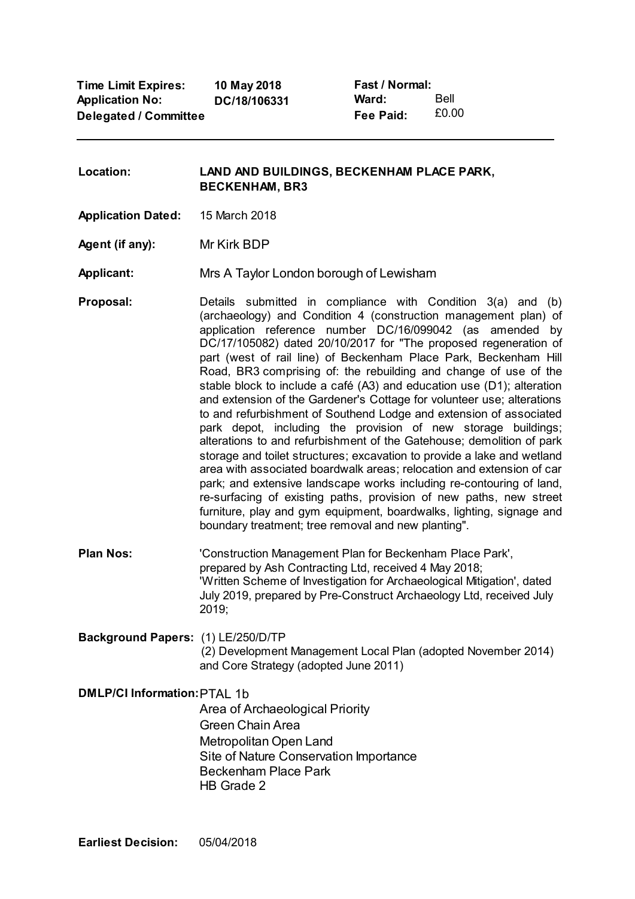| | | | |
|---|---|---|---|
| **Time Limit Expires:** | **10 May 2018** | **Fast / Normal:** | |
| **Application No:** | **DC/18/106331** | **Ward:** | Bell |
| **Delegated / Committee** | | **Fee Paid:** | £0.00 |

---

**Location:** **LAND AND BUILDINGS, BECKENHAM PLACE PARK, BECKENHAM, BR3**

**Application Dated:** 15 March 2018

**Agent (if any):** Mr Kirk BDP

**Applicant:** Mrs A Taylor London borough of Lewisham

**Proposal:** Details submitted in compliance with Condition 3(a) and (b) (archaeology) and Condition 4 (construction management plan) of application reference number DC/16/099042 (as amended by DC/17/105082) dated 20/10/2017 for "The proposed regeneration of part (west of rail line) of Beckenham Place Park, Beckenham Hill Road, BR3 comprising of: the rebuilding and change of use of the stable block to include a café (A3) and education use (D1); alteration and extension of the Gardener's Cottage for volunteer use; alterations to and refurbishment of Southend Lodge and extension of associated park depot, including the provision of new storage buildings; alterations to and refurbishment of the Gatehouse; demolition of park storage and toilet structures; excavation to provide a lake and wetland area with associated boardwalk areas; relocation and extension of car park; and extensive landscape works including re-contouring of land, re-surfacing of existing paths, provision of new paths, new street furniture, play and gym equipment, boardwalks, lighting, signage and boundary treatment; tree removal and new planting".

**Plan Nos:** 'Construction Management Plan for Beckenham Place Park', prepared by Ash Contracting Ltd, received 4 May 2018;
'Written Scheme of Investigation for Archaeological Mitigation', dated July 2019, prepared by Pre-Construct Archaeology Ltd, received July 2019;

**Background Papers:** (1) LE/250/D/TP
(2) Development Management Local Plan (adopted November 2014) and Core Strategy (adopted June 2011)

**DMLP/CI Information:** PTAL 1b
Area of Archaeological Priority
Green Chain Area
Metropolitan Open Land
Site of Nature Conservation Importance
Beckenham Place Park
HB Grade 2

**Earliest Decision:** 05/04/2018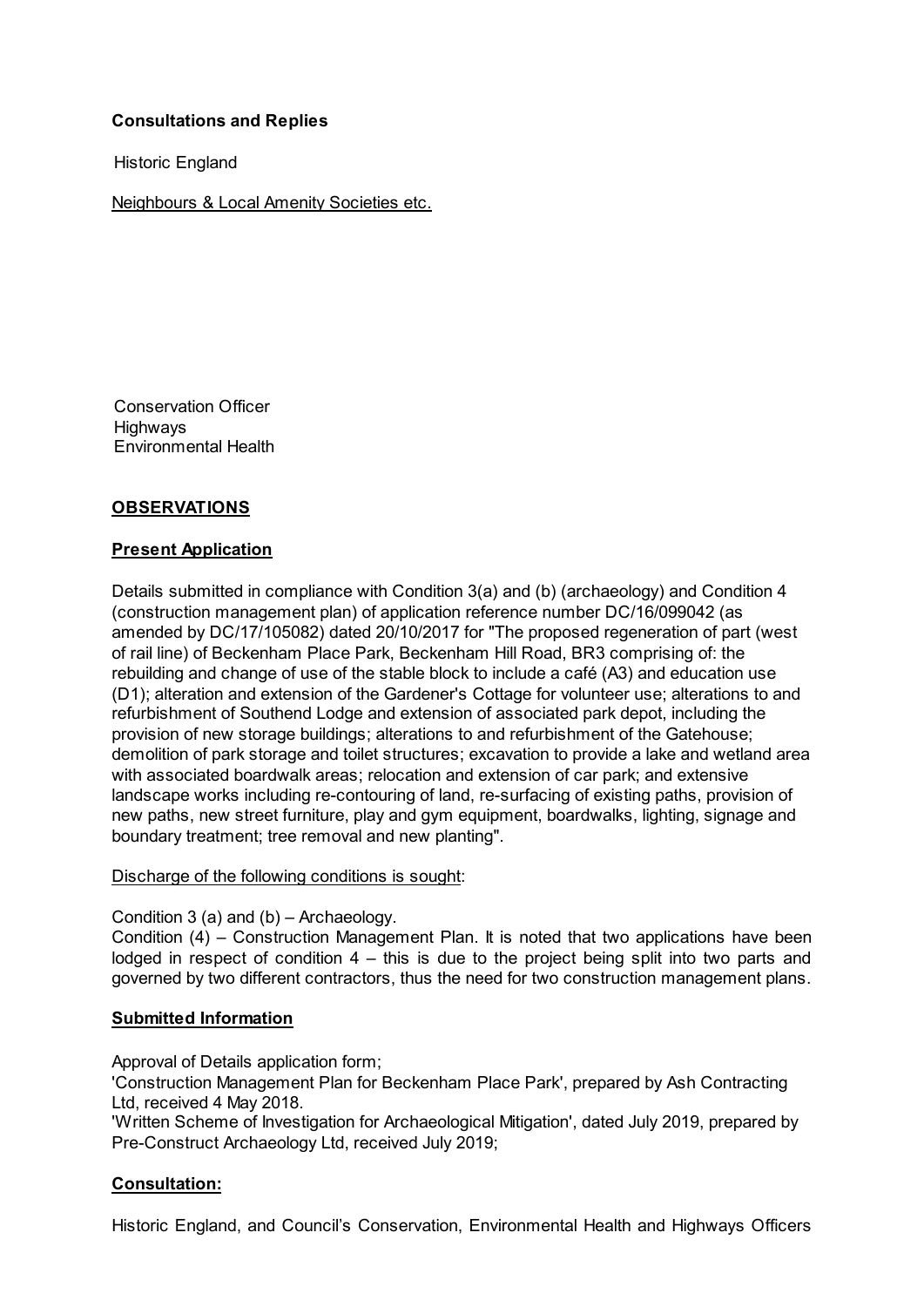**Consultations and Replies**

Historic England

Neighbours & Local Amenity Societies etc.

Conservation Officer
Highways
Environmental Health

## OBSERVATIONS

### Present Application

Details submitted in compliance with Condition 3(a) and (b) (archaeology) and Condition 4 (construction management plan) of application reference number DC/16/099042 (as amended by DC/17/105082) dated 20/10/2017 for "The proposed regeneration of part (west of rail line) of Beckenham Place Park, Beckenham Hill Road, BR3 comprising of: the rebuilding and change of use of the stable block to include a café (A3) and education use (D1); alteration and extension of the Gardener's Cottage for volunteer use; alterations to and refurbishment of Southend Lodge and extension of associated park depot, including the provision of new storage buildings; alterations to and refurbishment of the Gatehouse; demolition of park storage and toilet structures; excavation to provide a lake and wetland area with associated boardwalk areas; relocation and extension of car park; and extensive landscape works including re-contouring of land, re-surfacing of existing paths, provision of new paths, new street furniture, play and gym equipment, boardwalks, lighting, signage and boundary treatment; tree removal and new planting".

Discharge of the following conditions is sought:

Condition 3 (a) and (b) – Archaeology.
Condition (4) – Construction Management Plan. It is noted that two applications have been lodged in respect of condition 4 – this is due to the project being split into two parts and governed by two different contractors, thus the need for two construction management plans.

### Submitted Information

Approval of Details application form;
'Construction Management Plan for Beckenham Place Park', prepared by Ash Contracting Ltd, received 4 May 2018.
'Written Scheme of Investigation for Archaeological Mitigation', dated July 2019, prepared by Pre-Construct Archaeology Ltd, received July 2019;

### Consultation:

Historic England, and Council's Conservation, Environmental Health and Highways Officers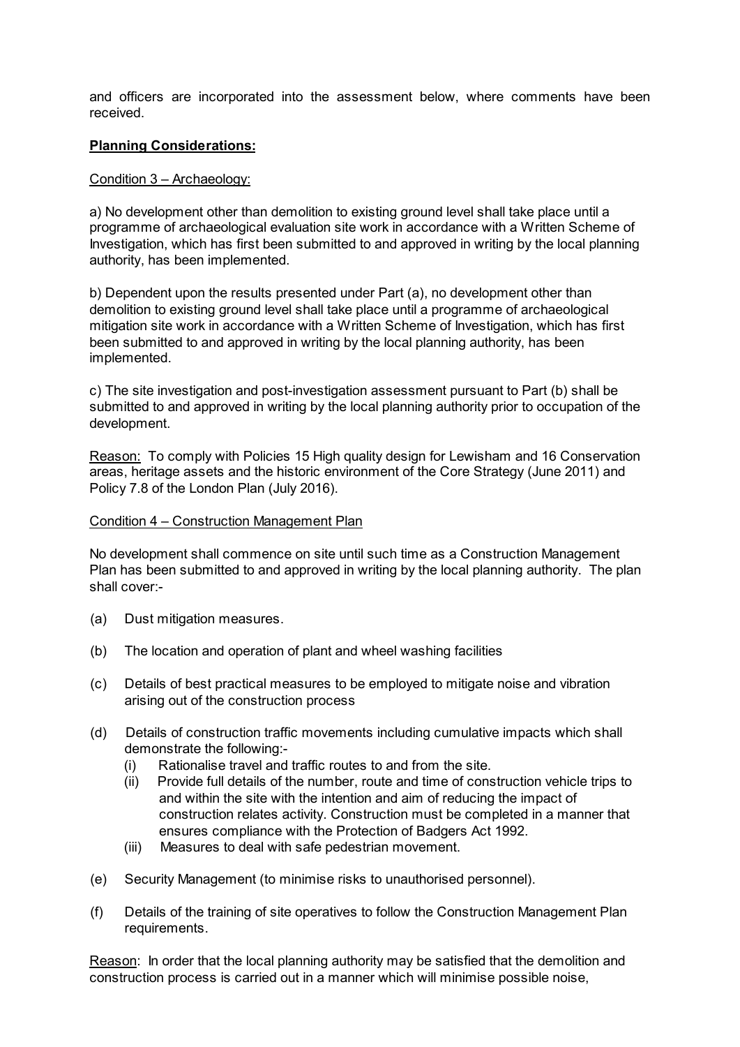and officers are incorporated into the assessment below, where comments have been received.

**Planning Considerations:**

Condition 3 – Archaeology:

a) No development other than demolition to existing ground level shall take place until a programme of archaeological evaluation site work in accordance with a Written Scheme of Investigation, which has first been submitted to and approved in writing by the local planning authority, has been implemented.

b) Dependent upon the results presented under Part (a), no development other than demolition to existing ground level shall take place until a programme of archaeological mitigation site work in accordance with a Written Scheme of Investigation, which has first been submitted to and approved in writing by the local planning authority, has been implemented.

c) The site investigation and post-investigation assessment pursuant to Part (b) shall be submitted to and approved in writing by the local planning authority prior to occupation of the development.

Reason: To comply with Policies 15 High quality design for Lewisham and 16 Conservation areas, heritage assets and the historic environment of the Core Strategy (June 2011) and Policy 7.8 of the London Plan (July 2016).

Condition 4 – Construction Management Plan

No development shall commence on site until such time as a Construction Management Plan has been submitted to and approved in writing by the local planning authority. The plan shall cover:-

(a) Dust mitigation measures.

(b) The location and operation of plant and wheel washing facilities

(c) Details of best practical measures to be employed to mitigate noise and vibration arising out of the construction process

(d) Details of construction traffic movements including cumulative impacts which shall demonstrate the following:-
   (i) Rationalise travel and traffic routes to and from the site.
   (ii) Provide full details of the number, route and time of construction vehicle trips to and within the site with the intention and aim of reducing the impact of construction relates activity. Construction must be completed in a manner that ensures compliance with the Protection of Badgers Act 1992.
   (iii) Measures to deal with safe pedestrian movement.

(e) Security Management (to minimise risks to unauthorised personnel).

(f) Details of the training of site operatives to follow the Construction Management Plan requirements.

Reason: In order that the local planning authority may be satisfied that the demolition and construction process is carried out in a manner which will minimise possible noise,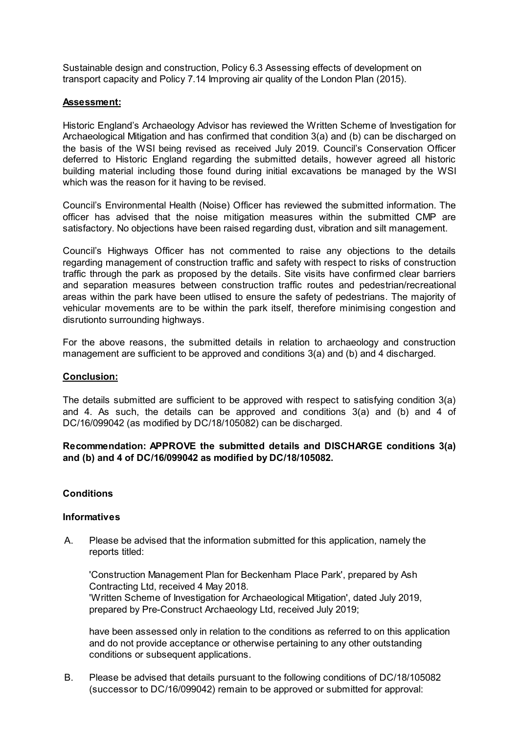Sustainable design and construction, Policy 6.3 Assessing effects of development on transport capacity and Policy 7.14 Improving air quality of the London Plan (2015).

**Assessment:**

Historic England's Archaeology Advisor has reviewed the Written Scheme of Investigation for Archaeological Mitigation and has confirmed that condition 3(a) and (b) can be discharged on the basis of the WSI being revised as received July 2019. Council's Conservation Officer deferred to Historic England regarding the submitted details, however agreed all historic building material including those found during initial excavations be managed by the WSI which was the reason for it having to be revised.

Council's Environmental Health (Noise) Officer has reviewed the submitted information. The officer has advised that the noise mitigation measures within the submitted CMP are satisfactory. No objections have been raised regarding dust, vibration and silt management.

Council's Highways Officer has not commented to raise any objections to the details regarding management of construction traffic and safety with respect to risks of construction traffic through the park as proposed by the details. Site visits have confirmed clear barriers and separation measures between construction traffic routes and pedestrian/recreational areas within the park have been utlised to ensure the safety of pedestrians. The majority of vehicular movements are to be within the park itself, therefore minimising congestion and disrutionto surrounding highways.

For the above reasons, the submitted details in relation to archaeology and construction management are sufficient to be approved and conditions 3(a) and (b) and 4 discharged.

**Conclusion:**

The details submitted are sufficient to be approved with respect to satisfying condition 3(a) and 4. As such, the details can be approved and conditions 3(a) and (b) and 4 of DC/16/099042 (as modified by DC/18/105082) can be discharged.

**Recommendation: APPROVE the submitted details and DISCHARGE conditions 3(a) and (b) and 4 of DC/16/099042 as modified by DC/18/105082.**

**Conditions**

**Informatives**

A. Please be advised that the information submitted for this application, namely the reports titled:

   'Construction Management Plan for Beckenham Place Park', prepared by Ash Contracting Ltd, received 4 May 2018.
   'Written Scheme of Investigation for Archaeological Mitigation', dated July 2019, prepared by Pre-Construct Archaeology Ltd, received July 2019;

   have been assessed only in relation to the conditions as referred to on this application and do not provide acceptance or otherwise pertaining to any other outstanding conditions or subsequent applications.

B. Please be advised that details pursuant to the following conditions of DC/18/105082 (successor to DC/16/099042) remain to be approved or submitted for approval: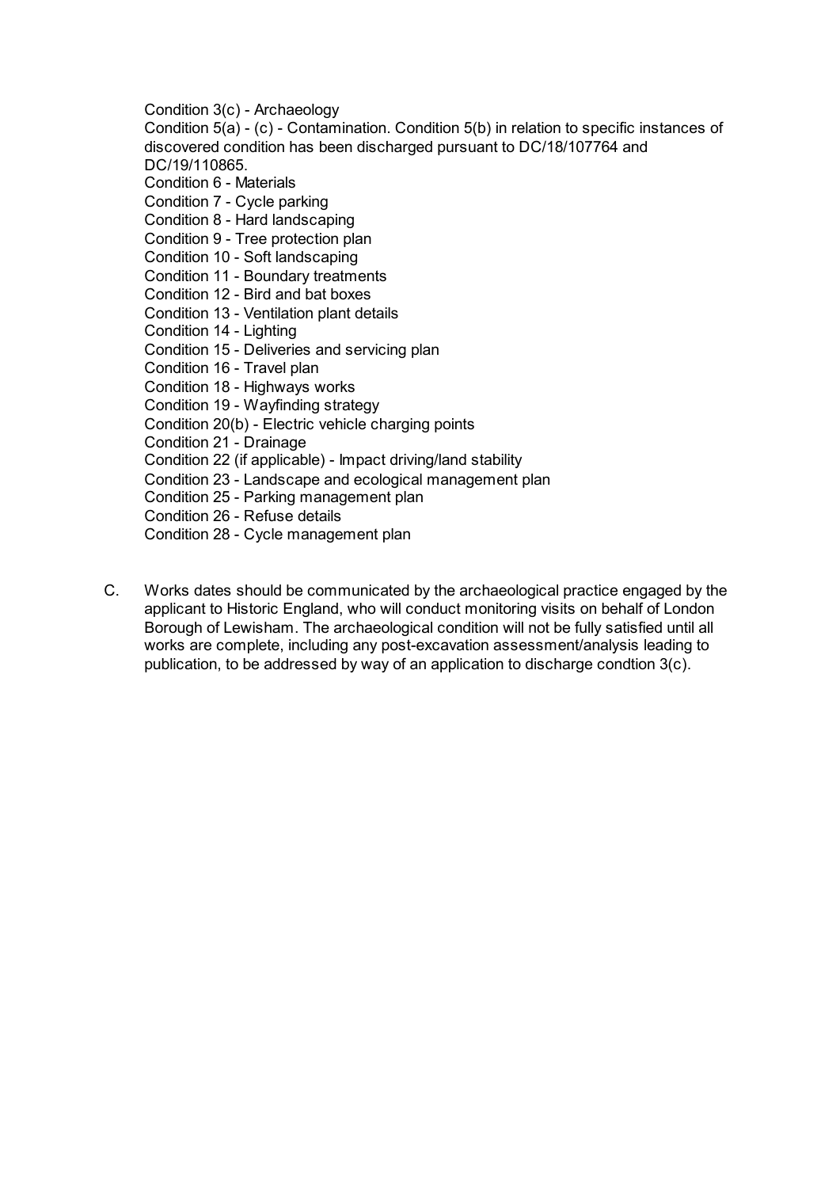Condition 3(c) - Archaeology
Condition 5(a) - (c) - Contamination. Condition 5(b) in relation to specific instances of discovered condition has been discharged pursuant to DC/18/107764 and DC/19/110865.
Condition 6 - Materials
Condition 7 - Cycle parking
Condition 8 - Hard landscaping
Condition 9 - Tree protection plan
Condition 10 - Soft landscaping
Condition 11 - Boundary treatments
Condition 12 - Bird and bat boxes
Condition 13 - Ventilation plant details
Condition 14 - Lighting
Condition 15 - Deliveries and servicing plan
Condition 16 - Travel plan
Condition 18 - Highways works
Condition 19 - Wayfinding strategy
Condition 20(b) - Electric vehicle charging points
Condition 21 - Drainage
Condition 22 (if applicable) - Impact driving/land stability
Condition 23 - Landscape and ecological management plan
Condition 25 - Parking management plan
Condition 26 - Refuse details
Condition 28 - Cycle management plan

C. Works dates should be communicated by the archaeological practice engaged by the applicant to Historic England, who will conduct monitoring visits on behalf of London Borough of Lewisham. The archaeological condition will not be fully satisfied until all works are complete, including any post-excavation assessment/analysis leading to publication, to be addressed by way of an application to discharge condtion 3(c).